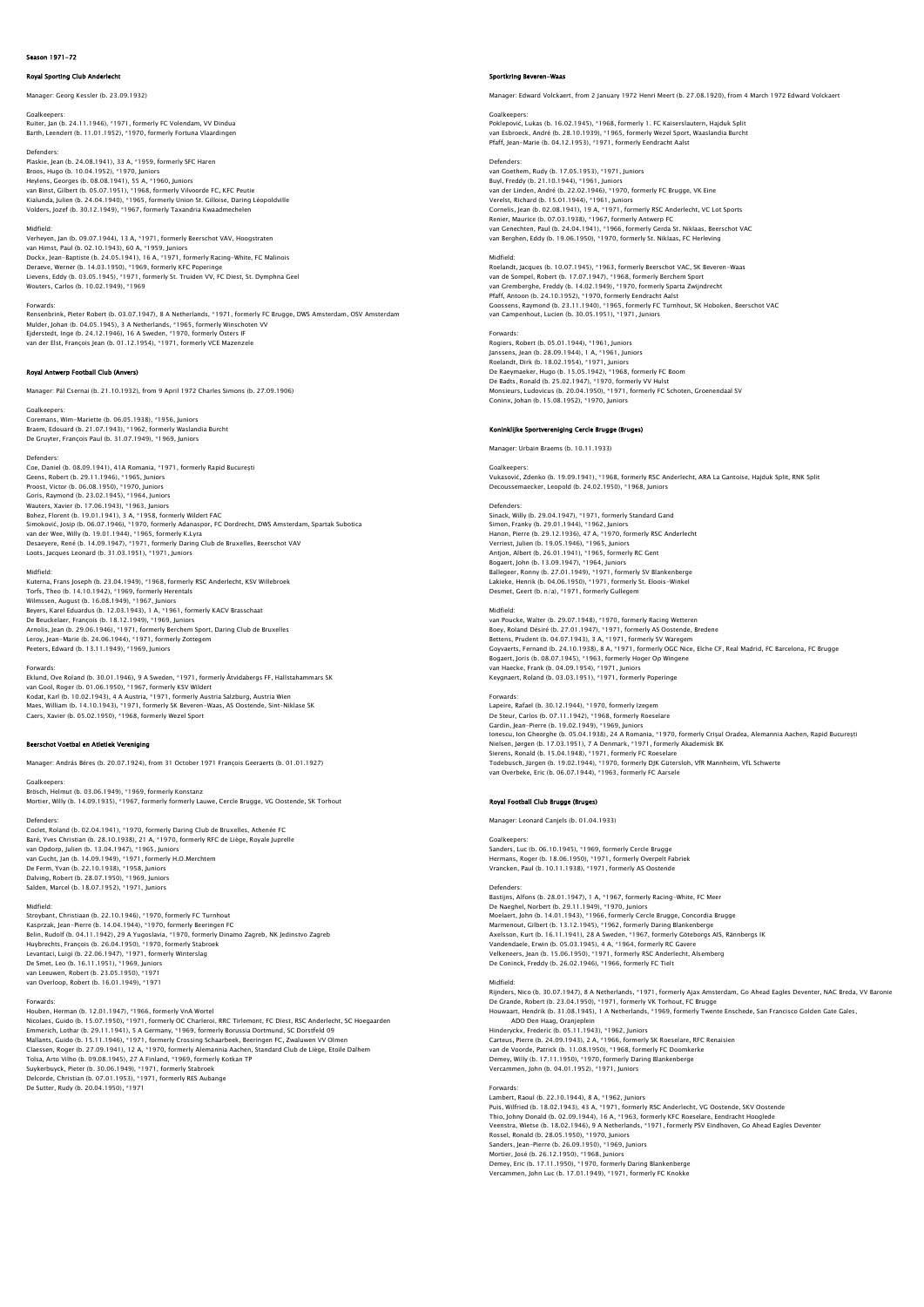# Season 1971-72

## Royal Sporting Club Anderlecht

Manager: Georg Kessler (b. 23.09.1932)

Goalkeepers:
Ruiter, Jan (b. 24.11.1946), *1971, formerly FC Volendam, VV Dindua
Barth, Leendert (b. 11.01.1952), *1970, formerly Fortuna Vlaardingen

Defenders:
Plaskie, Jean (b. 24.08.1941), 33 A, *1959, formerly SFC Haren
Broos, Hugo (b. 10.04.1952), *1970, Juniors
Heylens, Georges (b. 08.08.1941), 55 A, *1960, Juniors
van Binst, Gilbert (b. 05.07.1951), *1968, formerly Vilvoorde FC, KFC Peutie
Kialunda, Julien (b. 24.04.1940), *1965, formerly Union St. Gilloise, Daring Léopoldville
Volders, Jozef (b. 30.12.1949), *1967, formerly Taxandria Kwaadmechelen

Midfield:
Verheyen, Jan (b. 09.07.1944), 13 A, *1971, formerly Beerschot VAV, Hoogstraten
van Himst, Paul (b. 02.10.1943), 60 A, *1959, Juniors
Dockx, Jean-Baptiste (b. 24.05.1941), 16 A, *1971, formerly Racing-White, FC Malinois
Deraeve, Werner (b. 14.03.1950), *1969, formerly KFC Poperinge
Lievens, Eddy (b. 03.05.1945), *1971, formerly St. Truiden VV, FC Diest, St. Dymphna Geel
Wouters, Carlos (b. 10.02.1949), *1969

Forwards:
Rensenbrink, Pieter Robert (b. 03.07.1947), 8 A Netherlands, *1971, formerly FC Brugge, DWS Amsterdam, OSV Amsterdam
Mulder, Johan (b. 04.05.1945), 3 A Netherlands, *1965, formerly Winschoten VV
Ejderstedt, Inge (b. 24.12.1946), 16 A Sweden, *1970, formerly Östers IF
van der Elst, François Jean (b. 01.12.1954), *1971, formerly VCE Mazenzele

## Royal Antwerp Football Club (Anvers)

Manager: Pál Csernai (b. 21.10.1932), from 9 April 1972 Charles Simons (b. 27.09.1906)

Goalkeepers:
Coremans, Wim-Mariette (b. 06.05.1938), *1956, Juniors
Braem, Edouard (b. 21.07.1943), *1962, formerly Waslandia Burcht
De Gruyter, François Paul (b. 31.07.1949), *1969, Juniors

Defenders:
Coe, Daniel (b. 08.09.1941), 41A Romania, *1971, formerly Rapid București
Geens, Robert (b. 29.11.1946), *1965, Juniors
Proost, Victor (b. 06.08.1950), *1970, Juniors
Goris, Raymond (b. 23.02.1945), *1964, Juniors
Wauters, Xavier (b. 17.06.1943), *1963, Juniors
Bohez, Florent (b. 19.01.1941), 3 A, *1958, formerly Wildert FAC
Simoković, Josip (b. 06.07.1946), *1970, formerly Adanaspor, FC Dordrecht, DWS Amsterdam, Spartak Subotica
van der Wee, Willy (b. 19.01.1944), *1965, formerly K.Lyra
Desaeyere, René (b. 14.09.1947), *1971, formerly Daring Club de Bruxelles, Beerschot VAV
Loots, Jacques Leonard (b. 31.03.1951), *1971, Juniors

Midfield:
Kuterna, Frans Joseph (b. 23.04.1949), *1968, formerly RSC Anderlecht, KSV Willebroek
Torfs, Theo (b. 14.10.1942), *1969, formerly Herentals
Wilmssen, August (b. 16.08.1949), *1967, Juniors
Beyers, Karel Eduardus (b. 12.03.1943), 1 A, *1961, formerly KACV Brasschaat
De Beuckelaer, François (b. 18.12.1949), *1969, Juniors
Arnolis, Jean (b. 29.06.1946), *1971, formerly Berchem Sport, Daring Club de Bruxelles
Leroy, Jean-Marie (b. 24.06.1944), *1971, formerly Zottegem
Peeters, Edward (b. 13.11.1949), *1969, Juniors

Forwards:
Eklund, Ove Roland (b. 30.01.1946), 9 A Sweden, *1971, formerly Åtvidabergs FF, Hallstahammars SK
van Gool, Roger (b. 01.06.1950), *1967, formerly KSV Wildert
Kodat, Karl (b. 10.02.1943), 4 A Austria, *1971, formerly Austria Salzburg, Austria Wien
Maes, William (b. 14.10.1943), *1971, formerly SK Beveren-Waas, AS Oostende, Sint-Niklase SK
Caers, Xavier (b. 05.02.1950), *1968, formerly Wezel Sport

## Beerschot Voetbal en Atletiek Vereniging

Manager: András Béres (b. 20.07.1924), from 31 October 1971 François Geeraerts (b. 01.01.1927)

Goalkeepers:
Brösch, Helmut (b. 03.06.1949), *1969, formerly Konstanz
Mortier, Willy (b. 14.09.1935), *1967, formerly formerly Lauwe, Cercle Brugge, VG Oostende, SK Torhout

Defenders:
Coclet, Roland (b. 02.04.1941), *1970, formerly Daring Club de Bruxelles, Athenée FC
Baré, Yves Christian (b. 28.10.1938), 21 A, *1970, formerly RFC de Liège, Royale Juprelle
van Opdorp, Julien (b. 13.04.1947), *1965, Juniors
van Gucht, Jan (b. 14.09.1949), *1971, formerly H.O.Merchtem
De Ferm, Yvan (b. 22.10.1938), *1958, Juniors
Dalving, Robert (b. 28.07.1950), *1969, Juniors
Salden, Marcel (b. 18.07.1952), *1971, Juniors

Midfield:
Stroybant, Christiaan (b. 22.10.1946), *1970, formerly FC Turnhout
Kasprzak, Jean-Pierre (b. 14.04.1944), *1970, formerly Beeringen FC
Belin, Rudolf (b. 04.11.1942), 29 A Yugoslavia, *1970, formerly Dinamo Zagreb, NK Jedinstvo Zagreb
Huybrechts, François (b. 26.04.1950), *1970, formerly Stabroek
Levantaci, Luigi (b. 22.06.1947), *1971, formerly Winterslag
De Smet, Leo (b. 16.11.1951), *1969, Juniors
van Leeuwen, Robert (b. 23.05.1950), *1971
van Overloop, Robert (b. 16.01.1949), *1971

Forwards:
Houben, Herman (b. 12.01.1947), *1966, formerly VnA Wortel
Nicolaes, Guido (b. 15.07.1950), *1971, formerly OC Charleroi, RRC Tirlemont, FC Diest, RSC Anderlecht, SC Hoegaarden
Emmerich, Lothar (b. 29.11.1941), 5 A Germany, *1969, formerly Borussia Dortmund, SC Dorstfeld 09
Mallants, Guido (b. 15.11.1946), *1971, formerly Crossing Schaarbeek, Beeringen FC, Zwaluwen VV Olmen
Claessen, Roger (b. 27.09.1941), 12 A, *1970, formerly Alemannia Aachen, Standard Club de Liège, Etoile Dalhem
Tolsa, Arto Vilho (b. 09.08.1945), 27 A Finland, *1969, formerly Kotkan TP
Suykerbuyck, Pieter (b. 30.06.1949), *1971, formerly Stabroek
Delcorde, Christian (b. 07.01.1953), *1971, formerly RES Aubange
De Sutter, Rudy (b. 20.04.1950), *1971

## Sportkring Beveren-Waas

Manager: Edward Volckaert, from 2 January 1972 Henri Meert (b. 27.08.1920), from 4 March 1972 Edward Volckaert

Goalkeepers:
Poklepović, Lukas (b. 16.02.1945), *1968, formerly 1. FC Kaiserslautern, Hajduk Split
van Esbroeck, André (b. 28.10.1939), *1965, formerly Wezel Sport, Waaslandia Burcht
Pfaff, Jean-Marie (b. 04.12.1953), *1971, formerly Eendracht Aalst

Defenders:
van Goethem, Rudy (b. 17.05.1953), *1971, Juniors
Buyl, Freddy (b. 21.10.1944), *1961, Juniors
van der Linden, André (b. 22.02.1946), *1970, formerly FC Brugge, VK Eine
Verelst, Richard (b. 15.01.1944), *1961, Juniors
Cornelis, Jean (b. 02.08.1941), 19 A, *1971, formerly RSC Anderlecht, VC Lot Sports
Renier, Maurice (b. 07.03.1938), *1967, formerly Antwerp FC
van Genechten, Paul (b. 24.04.1941), *1966, formerly Gerda St. Niklaas, Beerschot VAC
van Berghen, Eddy (b. 19.06.1950), *1970, formerly St. Niklaas, FC Herleving

Midfield:
Roelandt, Jacques (b. 10.07.1945), *1963, formerly Beerschot VAC, SK Beveren-Waas
van de Sompel, Robert (b. 17.07.1947), *1968, formerly Berchem Sport
van Gremberghe, Freddy (b. 14.02.1949), *1970, formerly Sparta Zwijndrecht
Pfaff, Antoon (b. 24.10.1952), *1970, formerly Eendracht Aalst
Goossens, Raymond (b. 23.11.1940), *1965, formerly FC Turnhout, SK Hoboken, Beerschot VAC
van Campenhout, Lucien (b. 30.05.1951), *1971, Juniors

Forwards:
Rogiers, Robert (b. 05.01.1944), *1961, Juniors
Janssens, Jean (b. 28.09.1944), 1 A, *1961, Juniors
Roelandt, Dirk (b. 18.02.1954), *1971, Juniors
De Raeymaeker, Hugo (b. 15.05.1942), *1968, formerly FC Boom
De Badts, Ronald (b. 25.02.1947), *1970, formerly VV Hulst
Monsieurs, Ludovicus (b. 20.04.1950), *1971, formerly FC Schoten, Groenendaal SV
Coninx, Johan (b. 15.08.1952), *1970, Juniors

## Koninklijke Sportvereniging Cercle Brugge (Bruges)

Manager: Urbain Braems (b. 10.11.1933)

Goalkeepers:
Vukasović, Zdenko (b. 19.09.1941), *1968, formerly RSC Anderlecht, ARA La Gantoise, Hajduk Split, RNK Split
Decoussemaecker, Leopold (b. 24.02.1950), *1968, Juniors

Defenders:
Sinack, Willy (b. 29.04.1947), *1971, formerly Standard Gand
Simon, Franky (b. 29.01.1944), *1962, Juniors
Hanon, Pierre (b. 29.12.1936), 47 A, *1970, formerly RSC Anderlecht
Verriest, Julien (b. 19.05.1946), *1965, Juniors
Antjon, Albert (b. 26.01.1941), *1965, formerly RC Gent
Bogaert, John (b. 13.09.1947), *1964, Juniors
Ballegeer, Ronny (b. 27.01.1949), *1971, formerly SV Blankenberge
Lakieke, Henrik (b. 04.06.1950), *1971, formerly St. Eloois-Winkel
Desmet, Geert (b. n/a), *1971, formerly Gullegem

Midfield:
van Poucke, Walter (b. 29.07.1948), *1970, formerly Racing Wetteren
Boey, Roland Désiré (b. 27.01.1947), *1971, formerly AS Oostende, Bredene
Bettens, Prudent (b. 04.07.1943), 3 A, *1971, formerly SV Waregem
Goyvaerts, Fernand (b. 24.10.1938), 8 A, *1971, formerly OGC Nice, Elche CF, Real Madrid, FC Barcelona, FC Brugge
Bogaert, Joris (b. 08.07.1945), *1963, formerly Hoger Op Wingene
van Haecke, Frank (b. 04.09.1954), *1971, Juniors
Keygnaert, Roland (b. 03.03.1951), *1971, formerly Poperinge

Forwards:
Lapeire, Rafael (b. 30.12.1944), *1970, formerly Izegem
De Steur, Carlos (b. 07.11.1942), *1968, formerly Roeselare
Gardin, Jean-Pierre (b. 19.02.1949), *1969, Juniors
Ionescu, Ion Gheorghe (b. 05.04.1938), 24 A Romania, *1970, formerly Crişul Oradea, Alemannia Aachen, Rapid București
Nielsen, Jørgen (b. 17.03.1951), 7 A Denmark, *1971, formerly Akademisk BK
Sierens, Ronald (b. 15.04.1948), *1971, formerly FC Roeselare
Todebusch, Jürgen (b. 19.02.1944), *1970, formerly DJK Gütersloh, VfR Mannheim, VfL Schwerte
van Overbeke, Eric (b. 06.07.1944), *1963, formerly FC Aarsele

## Royal Football Club Brugge (Bruges)

Manager: Leonard Canjels (b. 01.04.1933)

Goalkeepers:
Sanders, Luc (b. 06.10.1945), *1969, formerly Cercle Brugge
Hermans, Roger (b. 18.06.1950), *1971, formerly Overpelt Fabriek
Vrancken, Paul (b. 10.11.1938), *1971, formerly AS Oostende

Defenders:
Bastijns, Alfons (b. 28.01.1947), 1 A, *1967, formerly Racing-White, FC Meer
De Naeghel, Norbert (b. 29.11.1949), *1970, Juniors
Moelaert, John (b. 14.01.1943), *1966, formerly Cercle Brugge, Concordia Brugge
Marmenout, Gilbert (b. 13.12.1945), *1962, formerly Daring Blankenberge
Axelsson, Kurt (b. 16.11.1941), 28 A Sweden, *1967, formerly Göteborgs AIS, Rännbergs IK
Vandendaele, Erwin (b. 05.03.1945), 4 A, *1964, formerly RC Gavere
Velkeneers, Jean (b. 15.06.1950), *1971, formerly RSC Anderlecht, Alsemberg
De Coninck, Freddy (b. 26.02.1946), *1966, formerly FC Tielt

Midfield:
Rijnders, Nico (b. 30.07.1947), 8 A Netherlands, *1971, formerly Ajax Amsterdam, Go Ahead Eagles Deventer, NAC Breda, VV Baronie
De Grande, Robert (b. 23.04.1950), *1971, formerly VK Torhout, FC Brugge
Houwaart, Hendrik (b. 31.08.1945), 1 A Netherlands, *1969, formerly Twente Enschede, San Francisco Golden Gate Gales, ADO Den Haag, Oranjeplein
Hinderyckx, Frederic (b. 05.11.1943), *1962, Juniors
Carteus, Pierre (b. 24.09.1943), 2 A, *1966, formerly SK Roeselare, RFC Renaisien
van de Voorde, Patrick (b. 11.08.1950), *1968, formerly FC Doomkerke
Demey, Willy (b. 17.11.1950), *1970, formerly Daring Blankenberge
Vercammen, John (b. 04.01.1952), *1971, Juniors

Forwards:
Lambert, Raoul (b. 22.10.1944), 8 A, *1962, Juniors
Puis, Wilfried (b. 18.02.1943), 43 A, *1971, formerly RSC Anderlecht, VG Oostende, SKV Oostende
Thio, Johny Donald (b. 02.09.1944), 16 A, *1963, formerly KFC Roeselare, Eendracht Hooglede
Veenstra, Wietse (b. 18.02.1946), 9 A Netherlands, *1971, formerly PSV Eindhoven, Go Ahead Eagles Deventer
Rossel, Ronald (b. 28.05.1950), *1970, Juniors
Sanders, Jean-Pierre (b. 26.09.1950), *1969, Juniors
Mortier, José (b. 26.12.1950), *1968, Juniors
Demey, Eric (b. 17.11.1950), *1970, formerly Daring Blankenberge
Vercammen, John Luc (b. 17.01.1949), *1971, formerly FC Knokke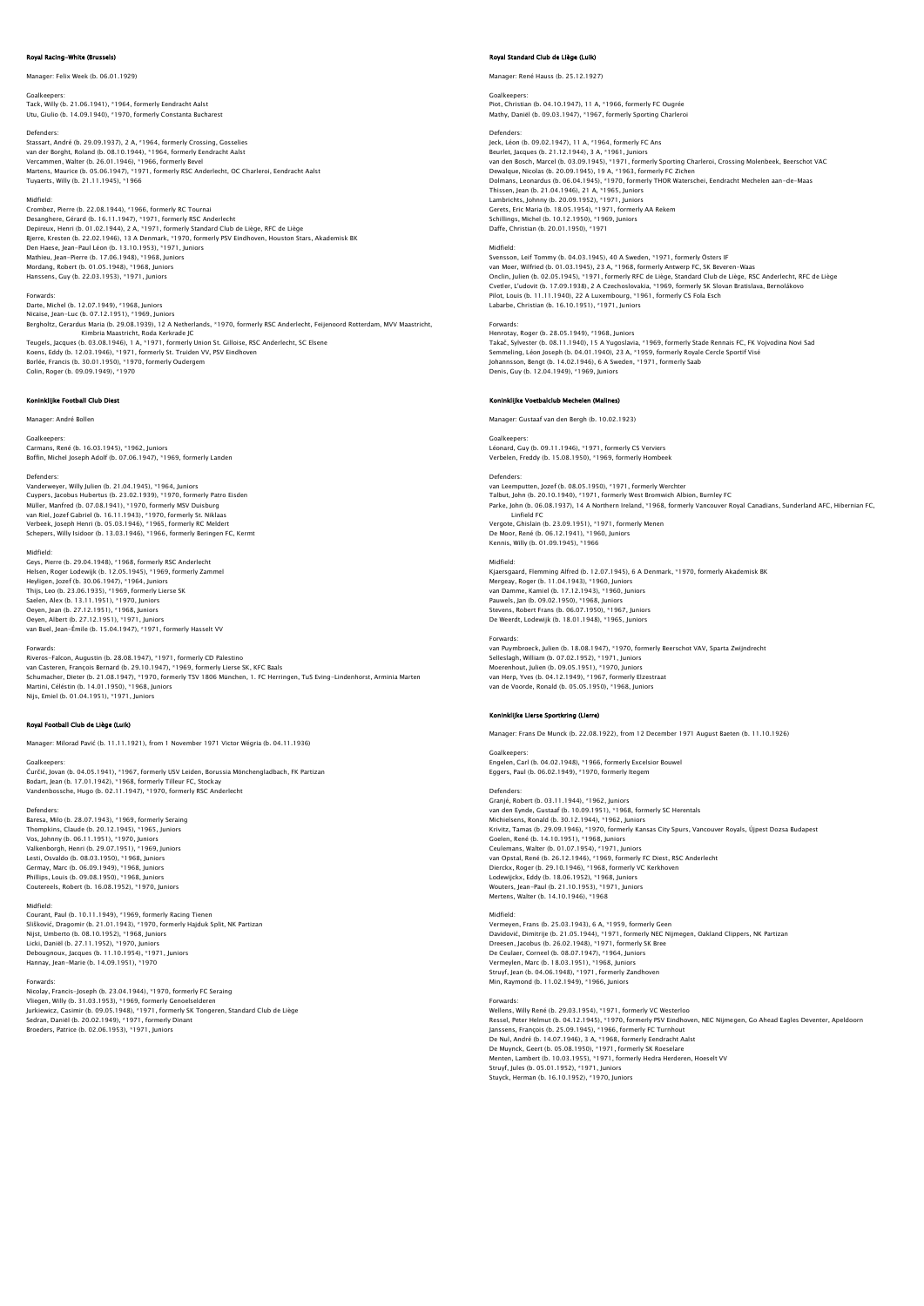## Royal Racing-White (Brussels)

Manager: Felix Week (b. 06.01.1929)

Goalkeepers:
Tack, Willy (b. 21.06.1941), *1964, formerly Eendracht Aalst
Utu, Giulio (b. 14.09.1940), *1970, formerly Constanta Bucharest

Defenders:
Stassart, André (b. 29.09.1937), 2 A, *1964, formerly Crossing, Gosselies
van der Borght, Roland (b. 08.10.1944), *1964, formerly Eendracht Aalst
Vercammen, Walter (b. 26.01.1946), *1966, formerly Bevel
Martens, Maurice (b. 05.06.1947), *1971, formerly RSC Anderlecht, OC Charleroi, Eendracht Aalst
Tuyaerts, Willy (b. 21.11.1945), *1966

Midfield:
Crombez, Pierre (b. 22.08.1944), *1966, formerly RC Tournai
Desanghere, Gérard (b. 16.11.1947), *1971, formerly RSC Anderlecht
Depireux, Henri (b. 01.02.1944), 2 A, *1971, formerly Standard Club de Liège, RFC de Liège
Bjerre, Kresten (b. 22.02.1946), 13 A Denmark, *1970, formerly PSV Eindhoven, Houston Stars, Akademisk BK
Den Haese, Jean-Paul Léon (b. 13.10.1953), *1971, Juniors
Mathieu, Jean-Pierre (b. 17.06.1948), *1968, Juniors
Mordang, Robert (b. 01.05.1948), *1968, Juniors
Hanssens, Guy (b. 22.03.1953), *1971, Juniors

Forwards:
Darte, Michel (b. 12.07.1949), *1968, Juniors
Nicaise, Jean-Luc (b. 07.12.1951), *1969, Juniors
Bergholtz, Gerardus Maria (b. 29.08.1939), 12 A Netherlands, *1970, formerly RSC Anderlecht, Feijenoord Rotterdam, MVV Maastricht, Kimbria Maastricht, Roda Kerkrade JC
Teugels, Jacques (b. 03.08.1946), 1 A, *1971, formerly Union St. Gilloise, RSC Anderlecht, SC Elsene
Koens, Eddy (b. 12.03.1946), *1971, formerly St. Truiden VV, PSV Eindhoven
Borlée, Francis (b. 30.01.1950), *1970, formerly Oudergem
Colin, Roger (b. 09.09.1949), *1970

## Koninklijke Football Club Diest

Manager: André Bollen

Goalkeepers:
Carmans, René (b. 16.03.1945), *1962, Juniors
Boffin, Michel Joseph Adolf (b. 07.06.1947), *1969, formerly Landen

Defenders:
Vanderveyer, Willy Julien (b. 21.04.1945), *1964, Juniors
Cuypers, Jacobus Hubertus (b. 23.02.1939), *1970, formerly Patro Eisden
Müller, Manfred (b. 07.08.1941), *1970, formerly MSV Duisburg
van Riel, Jozef Gabriel (b. 16.11.1943), *1970, formerly St. Niklaas
Verbeek, Joseph Henri (b. 05.03.1946), *1965, formerly RC Meldert
Schepers, Willy Isidoor (b. 13.03.1946), *1966, formerly Beringen FC, Kermt

Midfield:
Geys, Pierre (b. 29.04.1948), *1968, formerly RSC Anderlecht
Helsen, Roger Lodewijk (b. 12.05.1945), *1969, formerly Zammel
Heyligen, Jozef (b. 30.06.1947), *1964, Juniors
Thijs, Leo (b. 23.06.1935), *1969, formerly Lierse SK
Saelen, Alex (b. 13.11.1951), *1970, Juniors
Oeyen, Jean (b. 27.12.1951), *1968, Juniors
Oeyen, Albert (b. 27.12.1951), *1971, Juniors
van Buel, Jean-Émile (b. 15.04.1947), *1971, formerly Hasselt VV

Forwards:
Riveros-Falcon, Augustin (b. 28.08.1947), *1971, formerly CD Palestino
van Casteren, François Bernard (b. 29.10.1947), *1969, formerly Lierse SK, KFC Baals
Schumacher, Dieter (b. 21.08.1947), *1970, formerly TSV 1806 München, 1. FC Herringen, TuS Eving-Lindenhorst, Arminia Marten
Martini, Céléstin (b. 14.01.1950), *1968, Juniors
Nijs, Emiel (b. 01.04.1951), *1971, Juniors

## Royal Football Club de Liège (Luik)

Manager: Milorad Pavić (b. 11.11.1921), from 1 November 1971 Victor Wégria (b. 04.11.1936)

Goalkeepers:
Ćurčić, Jovan (b. 04.05.1941), *1967, formerly USV Leiden, Borussia Mönchengladbach, FK Partizan
Bodart, Jean (b. 17.01.1942), *1968, formerly Tilleur FC, Stockay
Vandenbossche, Hugo (b. 02.11.1947), *1970, formerly RSC Anderlecht

Defenders:
Baresa, Milo (b. 28.07.1943), *1969, formerly Seraing
Thompkins, Claude (b. 20.12.1945), *1965, Juniors
Vos, Johnny (b. 06.11.1951), *1970, Juniors
Valkenborgh, Henri (b. 29.07.1951), *1969, Juniors
Lesti, Osvaldo (b. 08.03.1950), *1968, Juniors
Germay, Marc (b. 06.09.1949), *1968, Juniors
Phillips, Louis (b. 09.08.1950), *1968, Juniors
Coutereels, Robert (b. 16.08.1952), *1970, Juniors

Midfield:
Courant, Paul (b. 10.11.1949), *1969, formerly Racing Tienen
Slišković, Dragomir (b. 21.01.1943), *1970, formerly Hajduk Split, NK Partizan
Nijst, Umberto (b. 08.10.1952), *1968, Juniors
Licki, Daniël (b. 27.11.1952), *1970, Juniors
Debougnoux, Jacques (b. 11.10.1954), *1971, Juniors
Hannay, Jean-Marie (b. 14.09.1951), *1970

Forwards:
Nicolay, Francis-Joseph (b. 23.04.1944), *1970, formerly FC Seraing
Vliegen, Willy (b. 31.03.1953), *1969, formerly Genoelselderen
Jurkiewicz, Casimir (b. 09.05.1948), *1971, formerly SK Tongeren, Standard Club de Liège
Sedran, Daniël (b. 20.02.1949), *1971, formerly Dinant
Broeders, Patrice (b. 02.06.1953), *1971, Juniors

## Royal Standard Club de Liège (Luik)

Manager: René Hauss (b. 25.12.1927)

Goalkeepers:
Piot, Christian (b. 04.10.1947), 11 A, *1966, formerly FC Ougrée
Mathy, Daniël (b. 09.03.1947), *1967, formerly Sporting Charleroi

Defenders:
Jeck, Léon (b. 09.02.1947), 11 A, *1964, formerly FC Ans
Beurlet, Jacques (b. 21.12.1944), 3 A, *1961, Juniors
van den Bosch, Marcel (b. 03.09.1945), *1971, formerly Sporting Charleroi, Crossing Molenbeek, Beerschot VAC
Dewalque, Nicolas (b. 20.09.1945), 19 A, *1963, formerly FC Zichen
Dolmans, Leonardus (b. 06.04.1945), *1970, formerly THOR Waterschei, Eendracht Mechelen aan-de-Maas
Thissen, Jean (b. 21.04.1946), 21 A, *1965, Juniors
Lambrichts, Johnny (b. 20.09.1952), *1971, Juniors
Gerets, Eric Maria (b. 18.05.1954), *1971, formerly AA Rekem
Schillings, Michel (b. 10.12.1950), *1969, Juniors
Daffe, Christian (b. 20.01.1950), *1971

Midfield:
Svensson, Leif Tommy (b. 04.03.1945), 40 A Sweden, *1971, formerly Östers IF
van Moer, Wilfried (b. 01.03.1945), 23 A, *1968, formerly Antwerp FC, SK Beveren-Waas
Onclin, Julien (b. 02.05.1945), *1971, formerly RFC de Liège, Standard Club de Liège, RSC Anderlecht, RFC de Liège
Cvetler, L'udovít (b. 17.09.1938), 2 A Czechoslovakia, *1969, formerly SK Slovan Bratislava, Bernolákovo
Pilot, Louis (b. 11.11.1940), 22 A Luxembourg, *1961, formerly CS Fola Esch
Labarbe, Christian (b. 16.10.1951), *1971, Juniors

Forwards:
Henrotay, Roger (b. 28.05.1949), *1968, Juniors
Takač, Sylvester (b. 08.11.1940), 15 A Yugoslavia, *1969, formerly Stade Rennais FC, FK Vojvodina Novi Sad
Semmeling, Léon Joseph (b. 04.01.1940), 23 A, *1959, formerly Royale Cercle Sportif Visé
Johannsson, Bengt (b. 14.02.1946), 6 A Sweden, *1971, formerly Saab
Denis, Guy (b. 12.04.1949), *1969, Juniors

## Koninklijke Voetbalclub Mechelen (Malines)

Manager: Gustaaf van den Bergh (b. 10.02.1923)

Goalkeepers:
Léonard, Guy (b. 09.11.1946), *1971, formerly CS Verviers
Verbelen, Freddy (b. 15.08.1950), *1969, formerly Hombeek

Defenders:
van Leemputten, Jozef (b. 08.05.1950), *1971, formerly Werchter
Talbut, John (b. 20.10.1940), *1971, formerly West Bromwich Albion, Burnley FC
Parke, John (b. 06.08.1937), 14 A Northern Ireland, *1968, formerly Vancouver Royal Canadians, Sunderland AFC, Hibernian FC, Linfield FC
Vergote, Ghislain (b. 23.09.1951), *1971, formerly Menen
De Moor, René (b. 06.12.1941), *1960, Juniors
Kennis, Willy (b. 01.09.1945), *1966

Midfield:
Kjaersgaard, Flemming Alfred (b. 12.07.1945), 6 A Denmark, *1970, formerly Akademisk BK
Mergeay, Roger (b. 11.04.1943), *1960, Juniors
van Damme, Kamiel (b. 17.12.1943), *1960, Juniors
Pauwels, Jan (b. 09.02.1950), *1968, Juniors
Stevens, Robert Frans (b. 06.07.1950), *1967, Juniors
De Weerdt, Lodewijk (b. 18.01.1948), *1965, Juniors

Forwards:
van Puymbroeck, Julien (b. 18.08.1947), *1970, formerly Beerschot VAV, Sparta Zwijndrecht
Selleslagh, William (b. 07.02.1952), *1971, Juniors
Moerenhout, Julien (b. 09.05.1951), *1970, Juniors
van Herp, Yves (b. 04.12.1949), *1967, formerly Elzestraat
van de Voorde, Ronald (b. 05.05.1950), *1968, Juniors

## Koninklijke Lierse Sportkring (Lierre)

Manager: Frans De Munck (b. 22.08.1922), from 12 December 1971 August Baeten (b. 11.10.1926)

Goalkeepers:
Engelen, Carl (b. 04.02.1948), *1966, formerly Excelsior Bouwel
Eggers, Paul (b. 06.02.1949), *1970, formerly Itegem

Defenders:
Granjé, Robert (b. 03.11.1944), *1962, Juniors
van den Eynde, Gustaaf (b. 10.09.1951), *1968, formerly SC Herentals
Michielsens, Ronald (b. 30.12.1944), *1962, Juniors
Krivitz, Tamas (b. 29.09.1946), *1970, formerly Kansas City Spurs, Vancouver Royals, Újpest Dozsa Budapest
Goelen, René (b. 14.10.1951), *1968, Juniors
Ceulemans, Walter (b. 01.07.1954), *1971, Juniors
van Opstal, René (b. 26.12.1946), *1969, formerly FC Diest, RSC Anderlecht
Dierckx, Roger (b. 29.10.1946), *1968, formerly VC Kerkhoven
Lodewijckx, Eddy (b. 18.06.1952), *1968, Juniors
Wouters, Jean-Paul (b. 21.10.1953), *1971, Juniors
Mertens, Walter (b. 14.10.1946), *1968

Midfield:
Vermeyen, Frans (b. 25.03.1943), 6 A, *1959, formerly Geen
Davidović, Dimitrije (b. 21.05.1944), *1971, formerly NEC Nijmegen, Oakland Clippers, NK Partizan
Dreesen, Jacobus (b. 26.02.1948), *1971, formerly SK Bree
De Ceulaer, Corneel (b. 08.07.1947), *1964, Juniors
Vermeylen, Marc (b. 18.03.1951), *1968, Juniors
Struyf, Jean (b. 04.06.1948), *1971, formerly Zandhoven
Min, Raymond (b. 11.02.1949), *1966, Juniors

Forwards:
Wellens, Willy René (b. 29.03.1954), *1971, formerly VC Westerloo
Ressel, Peter Helmut (b. 04.12.1945), *1970, formerly PSV Eindhoven, NEC Nijmegen, Go Ahead Eagles Deventer, Apeldoorn
Janssens, François (b. 25.09.1945), *1966, formerly FC Turnhout
De Nul, André (b. 14.07.1946), 3 A, *1968, formerly Eendracht Aalst
De Muynck, Geert (b. 05.08.1950), *1971, formerly SK Roeselare
Menten, Lambert (b. 10.03.1955), *1971, formerly Hedra Herderen, Hoeselt VV
Struyf, Jules (b. 05.01.1952), *1971, Juniors
Stuyck, Herman (b. 16.10.1952), *1970, Juniors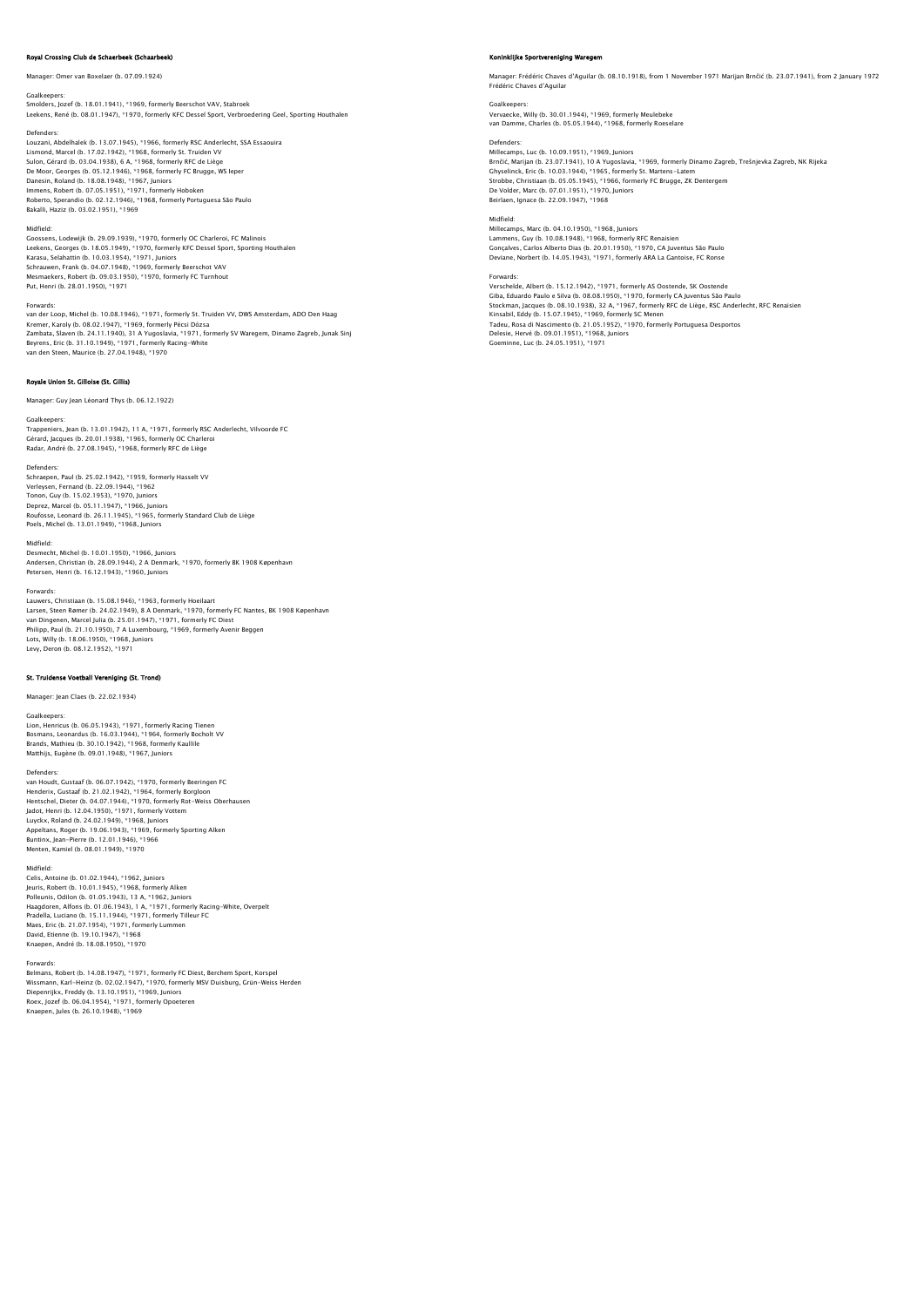## Royal Crossing Club de Schaerbeek (Schaarbeek)

Manager: Omer van Boxelaer (b. 07.09.1924)

Goalkeepers:
Smolders, Jozef (b. 18.01.1941), *1969, formerly Beerschot VAV, Stabroek
Leekens, René (b. 08.01.1947), *1970, formerly KFC Dessel Sport, Verbroedering Geel, Sporting Houthalen

Defenders:
Louzani, Abdelhalek (b. 13.07.1945), *1966, formerly RSC Anderlecht, SSA Essaouira
Lismond, Marcel (b. 17.02.1942), *1968, formerly St. Truiden VV
Sulon, Gérard (b. 03.04.1938), 6 A, *1968, formerly RFC de Liège
De Moor, Georges (b. 05.12.1946), *1968, formerly FC Brugge, WS Ieper
Danesin, Roland (b. 18.08.1948), *1967, Juniors
Immens, Robert (b. 07.05.1951), *1971, formerly Hoboken
Roberto, Sperandio (b. 02.12.1946), *1968, formerly Portuguesa São Paulo
Bakalli, Haziz (b. 03.02.1951), *1969

Midfield:
Goossens, Lodewijk (b. 29.09.1939), *1970, formerly OC Charleroi, FC Malinois
Leekens, Georges (b. 18.05.1949), *1970, formerly KFC Dessel Sport, Sporting Houthalen
Karasu, Selahattin (b. 10.03.1954), *1971, Juniors
Schrauwen, Frank (b. 04.07.1948), *1969, formerly Beerschot VAV
Mesmaekers, Robert (b. 09.03.1950), *1970, formerly FC Turnhout
Put, Henri (b. 28.01.1950), *1971

Forwards:
van der Loop, Michel (b. 10.08.1946), *1971, formerly St. Truiden VV, DWS Amsterdam, ADO Den Haag
Kremer, Karoly (b. 08.02.1947), *1969, formerly Pécsi Dózsa
Zambata, Slaven (b. 24.11.1940), 31 A Yugoslavia, *1971, formerly SV Waregem, Dinamo Zagreb, Junak Sinj
Beyrens, Eric (b. 31.10.1949), *1971, formerly Racing-White
van den Steen, Maurice (b. 27.04.1948), *1970

## Royale Union St. Gilloise (St. Gillis)

Manager: Guy Jean Léonard Thys (b. 06.12.1922)

Goalkeepers:
Trappeniers, Jean (b. 13.01.1942), 11 A, *1971, formerly RSC Anderlecht, Vilvoorde FC
Gérard, Jacques (b. 20.01.1938), *1965, formerly OC Charleroi
Radar, André (b. 27.08.1945), *1968, formerly RFC de Liège

Defenders:
Schraepen, Paul (b. 25.02.1942), *1959, formerly Hasselt VV
Verleysen, Fernand (b. 22.09.1944), *1962
Tonon, Guy (b. 15.02.1953), *1970, Juniors
Deprez, Marcel (b. 05.11.1947), *1966, Juniors
Roufosse, Leonard (b. 26.11.1945), *1965, formerly Standard Club de Liège
Poels, Michel (b. 13.01.1949), *1968, Juniors

Midfield:
Desmecht, Michel (b. 10.01.1950), *1966, Juniors
Andersen, Christian (b. 28.09.1944), 2 A Denmark, *1970, formerly BK 1908 København
Petersen, Henri (b. 16.12.1943), *1960, Juniors

Forwards:
Lauwers, Christiaan (b. 15.08.1946), *1963, formerly Hoeilaart
Larsen, Steen Rømer (b. 24.02.1949), 8 A Denmark, *1970, formerly FC Nantes, BK 1908 København
van Dingenen, Marcel Julia (b. 25.01.1947), *1971, formerly FC Diest
Philipp, Paul (b. 21.10.1950), 7 A Luxembourg, *1969, formerly Avenir Beggen
Lots, Willy (b. 18.06.1950), *1968, Juniors
Levy, Deron (b. 08.12.1952), *1971

## St. Truidense Voetbal Vereniging (St. Trond)

Manager: Jean Claes (b. 22.02.1934)

Goalkeepers:
Lion, Henricus (b. 06.05.1943), *1971, formerly Racing Tienen
Bosmans, Leonardus (b. 16.03.1944), *1964, formerly Bocholt VV
Brands, Mathieu (b. 30.10.1942), *1968, formerly Kaulille
Matthijs, Eugène (b. 09.01.1948), *1967, Juniors

Defenders:
van Houdt, Gustaaf (b. 06.07.1942), *1970, formerly Beeringen FC
Henderix, Gustaaf (b. 21.02.1942), *1964, formerly Borgloon
Hentschel, Dieter (b. 04.07.1944), *1970, formerly Rot-Weiss Oberhausen
Jadot, Henri (b. 12.04.1950), *1971, formerly Vottem
Luyckx, Roland (b. 24.02.1949), *1968, Juniors
Appeltans, Roger (b. 19.06.1943), *1969, formerly Sporting Alken
Buntinx, Jean-Pierre (b. 12.01.1946), *1966
Menten, Kamiel (b. 08.01.1949), *1970

Midfield:
Celis, Antoine (b. 01.02.1944), *1962, Juniors
Jeuris, Robert (b. 10.01.1945), *1968, formerly Alken
Polleunis, Odilon (b. 01.05.1943), 13 A, *1962, Juniors
Haagdoren, Alfons (b. 01.06.1943), 1 A, *1971, formerly Racing-White, Overpelt
Pradella, Luciano (b. 15.11.1944), *1971, formerly Tilleur FC
Maes, Eric (b. 21.07.1954), *1971, formerly Lummen
David, Etienne (b. 19.10.1947), *1968
Knaepen, André (b. 18.08.1950), *1970

Forwards:
Belmans, Robert (b. 14.08.1947), *1971, formerly FC Diest, Berchem Sport, Korspel
Wissmann, Karl-Heinz (b. 02.02.1947), *1970, formerly MSV Duisburg, Grün-Weiss Herden
Diepenrijkx, Freddy (b. 13.10.1951), *1969, Juniors
Roex, Jozef (b. 06.04.1954), *1971, formerly Opoeteren
Knaepen, Jules (b. 26.10.1948), *1969

## Koninklijke Sportvereniging Waregem

Manager: Frédéric Chaves d'Aguilar (b. 08.10.1918), from 1 November 1971 Marijan Brnčić (b. 23.07.1941), from 2 January 1972 Frédéric Chaves d'Aguilar

Goalkeepers:
Vervaecke, Willy (b. 30.01.1944), *1969, formerly Meulebeke
van Damme, Charles (b. 05.05.1944), *1968, formerly Roeselare

Defenders:
Millecamps, Luc (b. 10.09.1951), *1969, Juniors
Brnčić, Marijan (b. 23.07.1941), 10 A Yugoslavia, *1969, formerly Dinamo Zagreb, Trešnjevka Zagreb, NK Rijeka
Ghyselinck, Eric (b. 10.03.1944), *1965, formerly St. Martens-Latem
Strobbe, Christiaan (b. 05.05.1945), *1966, formerly FC Brugge, ZK Dentergem
De Volder, Marc (b. 07.01.1951), *1970, Juniors
Beirlaen, Ignace (b. 22.09.1947), *1968

Midfield:
Millecamps, Marc (b. 04.10.1950), *1968, Juniors
Lammens, Guy (b. 10.08.1948), *1968, formerly RFC Renaisien
Gonçalves, Carlos Alberto Dias (b. 20.01.1950), *1970, CA Juventus São Paulo
Deviane, Norbert (b. 14.05.1943), *1971, formerly ARA La Gantoise, FC Ronse

Forwards:
Verschelde, Albert (b. 15.12.1942), *1971, formerly AS Oostende, SK Oostende
Giba, Eduardo Paulo e Silva (b. 08.08.1950), *1970, formerly CA Juventus São Paulo
Stockman, Jacques (b. 08.10.1938), 32 A, *1967, formerly RFC de Liège, RSC Anderlecht, RFC Renaisien
Kinsabil, Eddy (b. 15.07.1945), *1969, formerly SC Menen
Tadeu, Rosa di Nascimento (b. 21.05.1952), *1970, formerly Portuguesa Desportos
Delesie, Hervé (b. 09.01.1951), *1968, Juniors
Goeminne, Luc (b. 24.05.1951), *1971